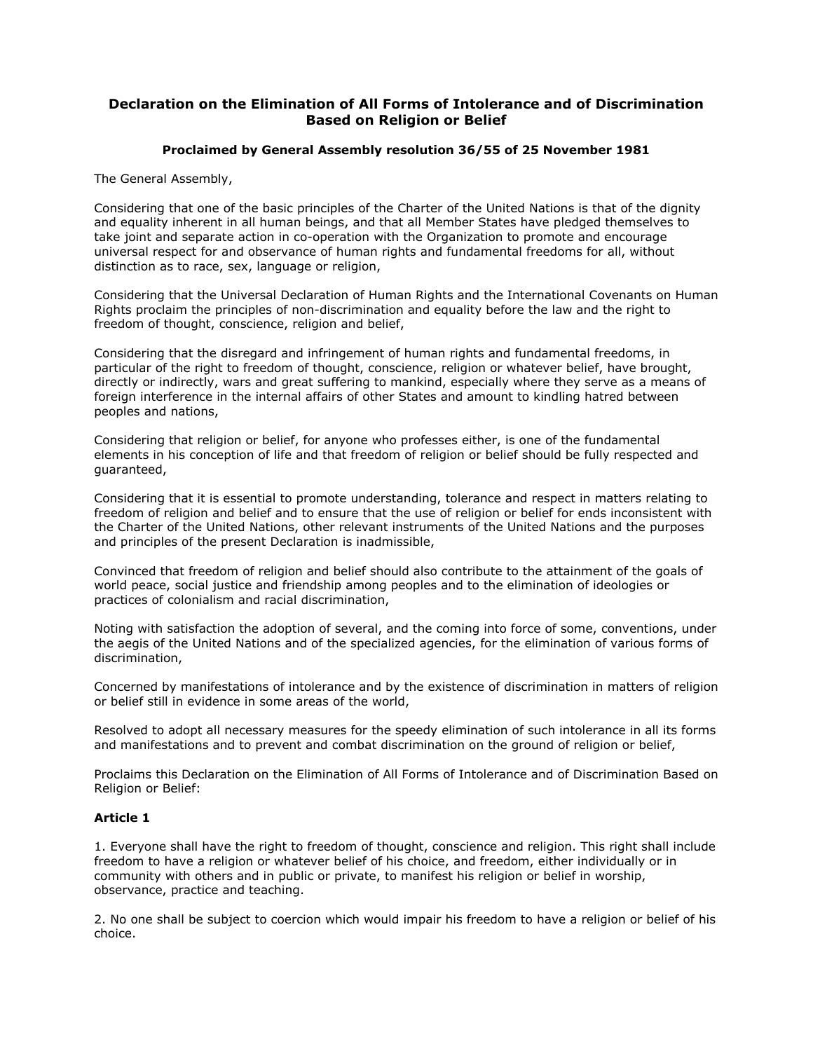# Declaration on the Elimination of All Forms of Intolerance and of Discrimination Based on Religion or Belief

### Proclaimed by General Assembly resolution 36/55 of 25 November 1981

The General Assembly,

Considering that one of the basic principles of the Charter of the United Nations is that of the dignity and equality inherent in all human beings, and that all Member States have pledged themselves to take joint and separate action in co-operation with the Organization to promote and encourage universal respect for and observance of human rights and fundamental freedoms for all, without distinction as to race, sex, language or religion,

Considering that the Universal Declaration of Human Rights and the International Covenants on Human Rights proclaim the principles of non-discrimination and equality before the law and the right to freedom of thought, conscience, religion and belief,

Considering that the disregard and infringement of human rights and fundamental freedoms, in particular of the right to freedom of thought, conscience, religion or whatever belief, have brought, directly or indirectly, wars and great suffering to mankind, especially where they serve as a means of foreign interference in the internal affairs of other States and amount to kindling hatred between peoples and nations,

Considering that religion or belief, for anyone who professes either, is one of the fundamental elements in his conception of life and that freedom of religion or belief should be fully respected and guaranteed,

Considering that it is essential to promote understanding, tolerance and respect in matters relating to freedom of religion and belief and to ensure that the use of religion or belief for ends inconsistent with the Charter of the United Nations, other relevant instruments of the United Nations and the purposes and principles of the present Declaration is inadmissible,

Convinced that freedom of religion and belief should also contribute to the attainment of the goals of world peace, social justice and friendship among peoples and to the elimination of ideologies or practices of colonialism and racial discrimination,

Noting with satisfaction the adoption of several, and the coming into force of some, conventions, under the aegis of the United Nations and of the specialized agencies, for the elimination of various forms of discrimination,

Concerned by manifestations of intolerance and by the existence of discrimination in matters of religion or belief still in evidence in some areas of the world,

Resolved to adopt all necessary measures for the speedy elimination of such intolerance in all its forms and manifestations and to prevent and combat discrimination on the ground of religion or belief,

Proclaims this Declaration on the Elimination of All Forms of Intolerance and of Discrimination Based on Religion or Belief:

**Article 1**

1. Everyone shall have the right to freedom of thought, conscience and religion. This right shall include freedom to have a religion or whatever belief of his choice, and freedom, either individually or in community with others and in public or private, to manifest his religion or belief in worship, observance, practice and teaching.

2. No one shall be subject to coercion which would impair his freedom to have a religion or belief of his choice.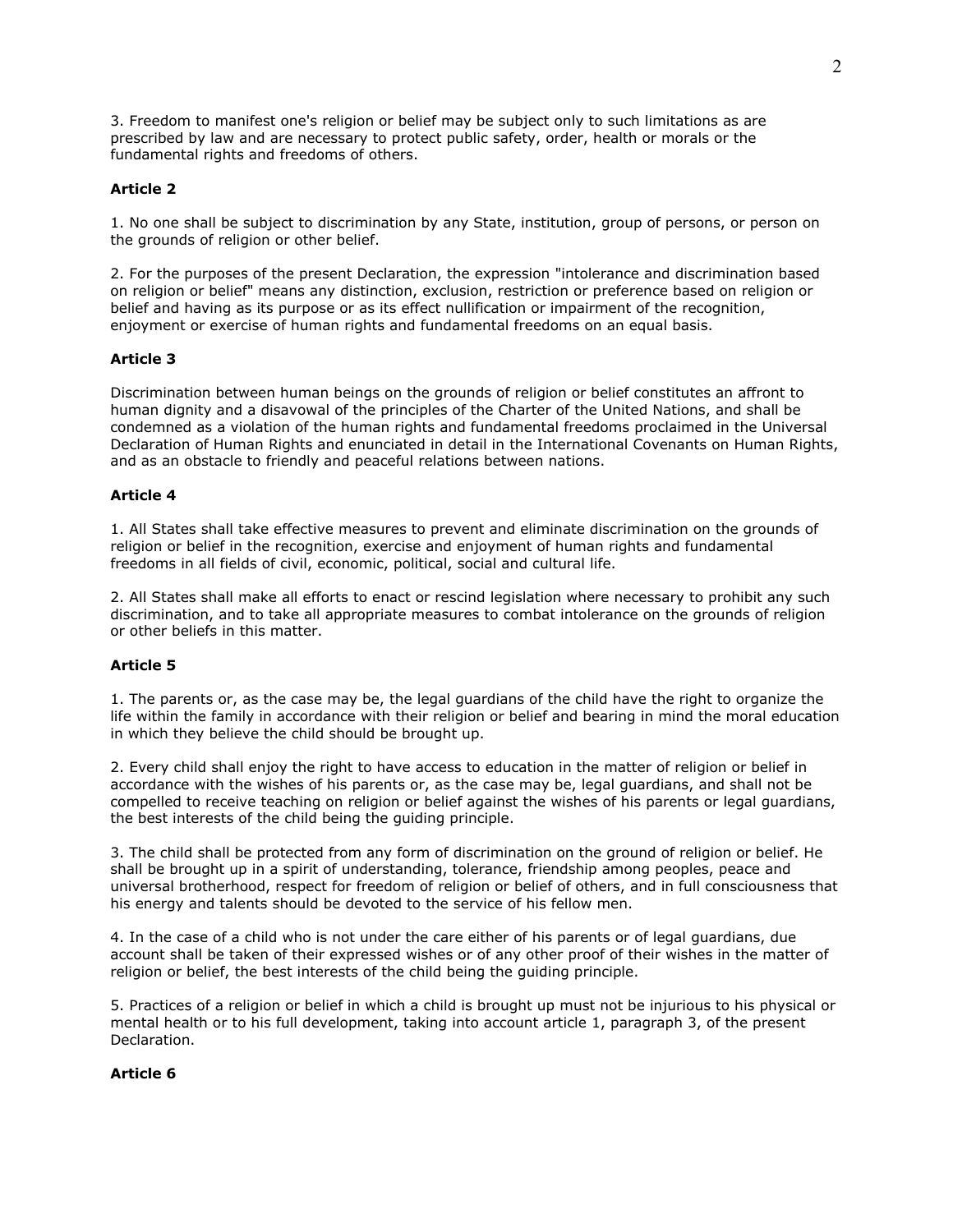3. Freedom to manifest one's religion or belief may be subject only to such limitations as are prescribed by law and are necessary to protect public safety, order, health or morals or the fundamental rights and freedoms of others.

**Article 2**

1. No one shall be subject to discrimination by any State, institution, group of persons, or person on the grounds of religion or other belief.

2. For the purposes of the present Declaration, the expression "intolerance and discrimination based on religion or belief" means any distinction, exclusion, restriction or preference based on religion or belief and having as its purpose or as its effect nullification or impairment of the recognition, enjoyment or exercise of human rights and fundamental freedoms on an equal basis.

**Article 3**

Discrimination between human beings on the grounds of religion or belief constitutes an affront to human dignity and a disavowal of the principles of the Charter of the United Nations, and shall be condemned as a violation of the human rights and fundamental freedoms proclaimed in the Universal Declaration of Human Rights and enunciated in detail in the International Covenants on Human Rights, and as an obstacle to friendly and peaceful relations between nations.

**Article 4**

1. All States shall take effective measures to prevent and eliminate discrimination on the grounds of religion or belief in the recognition, exercise and enjoyment of human rights and fundamental freedoms in all fields of civil, economic, political, social and cultural life.

2. All States shall make all efforts to enact or rescind legislation where necessary to prohibit any such discrimination, and to take all appropriate measures to combat intolerance on the grounds of religion or other beliefs in this matter.

**Article 5**

1. The parents or, as the case may be, the legal guardians of the child have the right to organize the life within the family in accordance with their religion or belief and bearing in mind the moral education in which they believe the child should be brought up.

2. Every child shall enjoy the right to have access to education in the matter of religion or belief in accordance with the wishes of his parents or, as the case may be, legal guardians, and shall not be compelled to receive teaching on religion or belief against the wishes of his parents or legal guardians, the best interests of the child being the guiding principle.

3. The child shall be protected from any form of discrimination on the ground of religion or belief. He shall be brought up in a spirit of understanding, tolerance, friendship among peoples, peace and universal brotherhood, respect for freedom of religion or belief of others, and in full consciousness that his energy and talents should be devoted to the service of his fellow men.

4. In the case of a child who is not under the care either of his parents or of legal guardians, due account shall be taken of their expressed wishes or of any other proof of their wishes in the matter of religion or belief, the best interests of the child being the guiding principle.

5. Practices of a religion or belief in which a child is brought up must not be injurious to his physical or mental health or to his full development, taking into account article 1, paragraph 3, of the present Declaration.

**Article 6**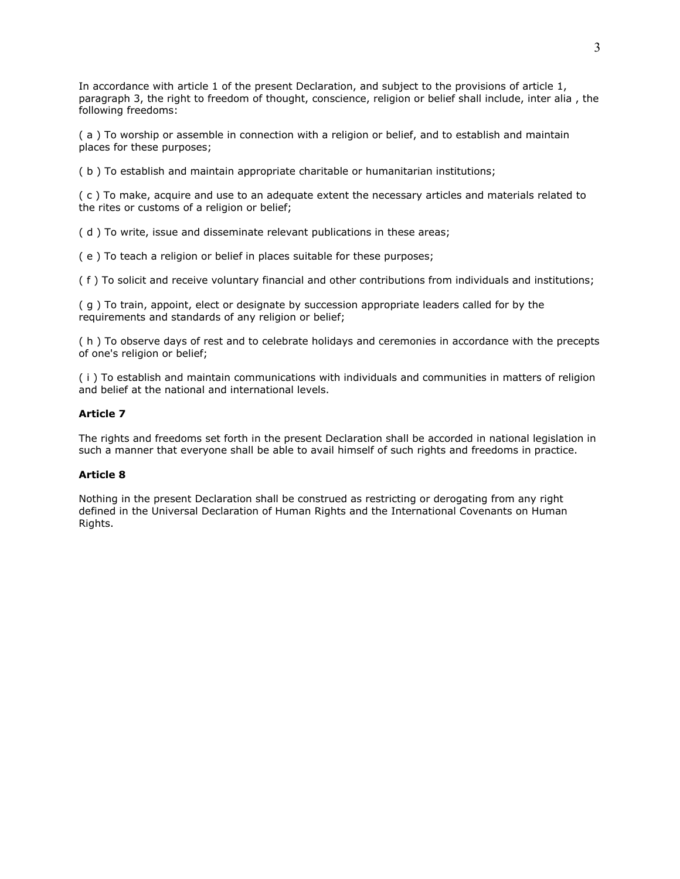In accordance with article 1 of the present Declaration, and subject to the provisions of article 1, paragraph 3, the right to freedom of thought, conscience, religion or belief shall include, inter alia , the following freedoms:

( a ) To worship or assemble in connection with a religion or belief, and to establish and maintain places for these purposes;

( b ) To establish and maintain appropriate charitable or humanitarian institutions;

( c ) To make, acquire and use to an adequate extent the necessary articles and materials related to the rites or customs of a religion or belief;

( d ) To write, issue and disseminate relevant publications in these areas;

( e ) To teach a religion or belief in places suitable for these purposes;

( f ) To solicit and receive voluntary financial and other contributions from individuals and institutions;

( g ) To train, appoint, elect or designate by succession appropriate leaders called for by the requirements and standards of any religion or belief;

( h ) To observe days of rest and to celebrate holidays and ceremonies in accordance with the precepts of one's religion or belief;

( i ) To establish and maintain communications with individuals and communities in matters of religion and belief at the national and international levels.

**Article 7**

The rights and freedoms set forth in the present Declaration shall be accorded in national legislation in such a manner that everyone shall be able to avail himself of such rights and freedoms in practice.

**Article 8**

Nothing in the present Declaration shall be construed as restricting or derogating from any right defined in the Universal Declaration of Human Rights and the International Covenants on Human Rights.